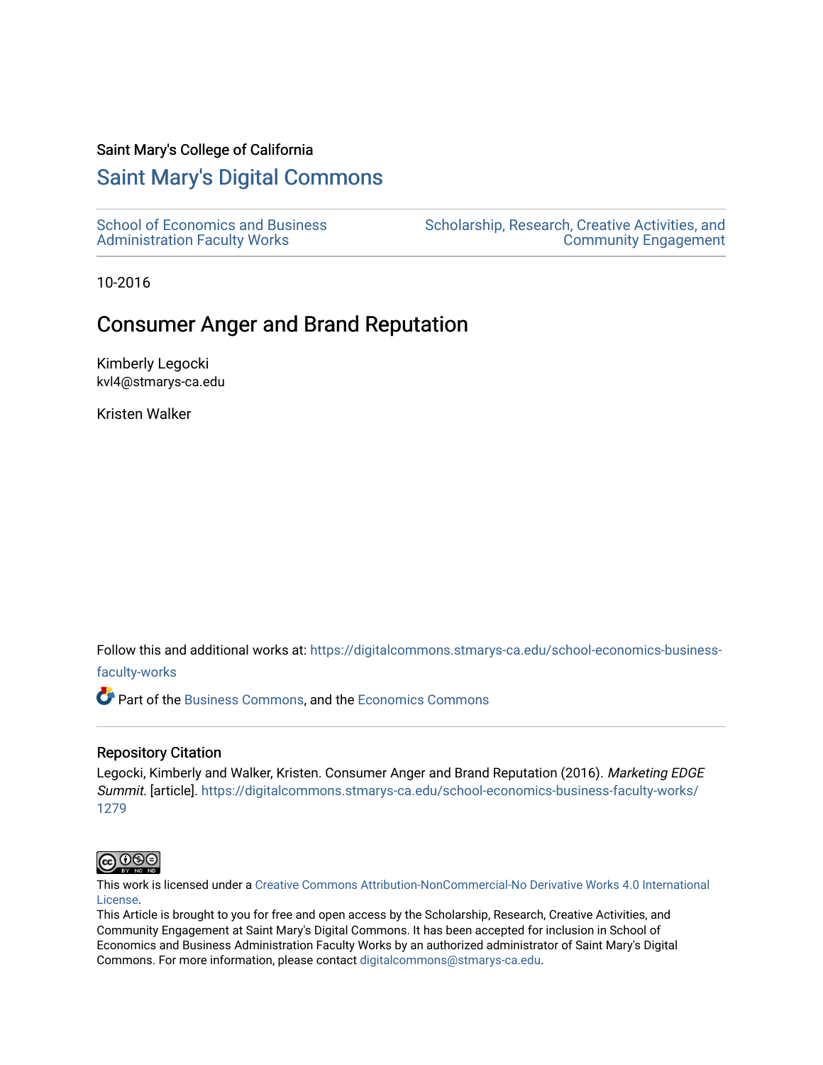Saint Mary's College of California

# Saint Mary's Digital Commons

School of Economics and Business Administration Faculty Works

Scholarship, Research, Creative Activities, and Community Engagement

10-2016

## Consumer Anger and Brand Reputation

Kimberly Legocki
kvl4@stmarys-ca.edu

Kristen Walker

Follow this and additional works at: https://digitalcommons.stmarys-ca.edu/school-economics-business-faculty-works

Part of the Business Commons, and the Economics Commons

### Repository Citation

Legocki, Kimberly and Walker, Kristen. Consumer Anger and Brand Reputation (2016). *Marketing EDGE Summit*. [article]. https://digitalcommons.stmarys-ca.edu/school-economics-business-faculty-works/1279

This work is licensed under a Creative Commons Attribution-NonCommercial-No Derivative Works 4.0 International License.

This Article is brought to you for free and open access by the Scholarship, Research, Creative Activities, and Community Engagement at Saint Mary's Digital Commons. It has been accepted for inclusion in School of Economics and Business Administration Faculty Works by an authorized administrator of Saint Mary's Digital Commons. For more information, please contact digitalcommons@stmarys-ca.edu.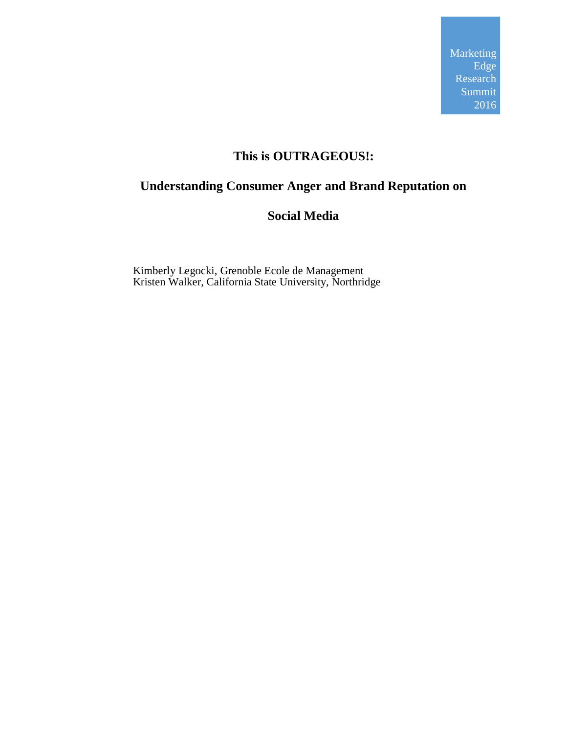Marketing Edge Research Summit 2016

# This is OUTRAGEOUS!:

# Understanding Consumer Anger and Brand Reputation on Social Media

Kimberly Legocki, Grenoble Ecole de Management
Kristen Walker, California State University, Northridge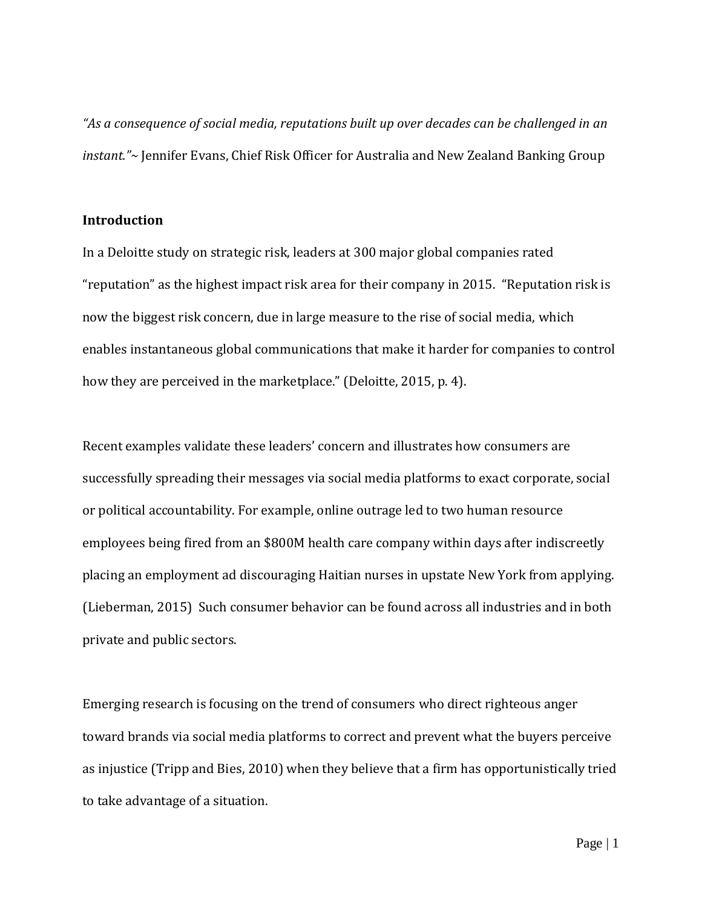*"As a consequence of social media, reputations built up over decades can be challenged in an instant."*~ Jennifer Evans, Chief Risk Officer for Australia and New Zealand Banking Group

**Introduction**

In a Deloitte study on strategic risk, leaders at 300 major global companies rated "reputation" as the highest impact risk area for their company in 2015. "Reputation risk is now the biggest risk concern, due in large measure to the rise of social media, which enables instantaneous global communications that make it harder for companies to control how they are perceived in the marketplace." (Deloitte, 2015, p. 4).

Recent examples validate these leaders' concern and illustrates how consumers are successfully spreading their messages via social media platforms to exact corporate, social or political accountability. For example, online outrage led to two human resource employees being fired from an $800M health care company within days after indiscreetly placing an employment ad discouraging Haitian nurses in upstate New York from applying. (Lieberman, 2015) Such consumer behavior can be found across all industries and in both private and public sectors.

Emerging research is focusing on the trend of consumers who direct righteous anger toward brands via social media platforms to correct and prevent what the buyers perceive as injustice (Tripp and Bies, 2010) when they believe that a firm has opportunistically tried to take advantage of a situation.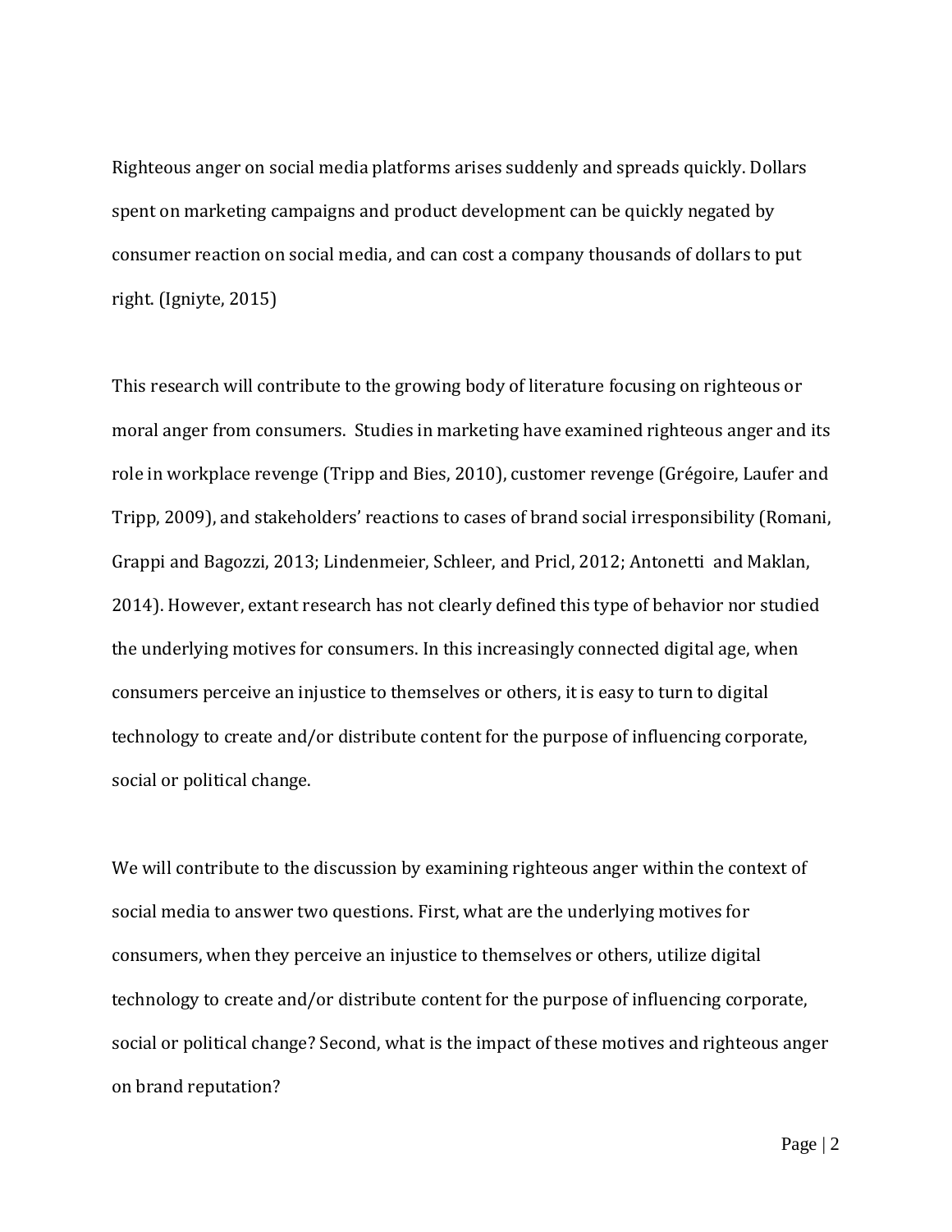Righteous anger on social media platforms arises suddenly and spreads quickly. Dollars spent on marketing campaigns and product development can be quickly negated by consumer reaction on social media, and can cost a company thousands of dollars to put right. (Igniyte, 2015)

This research will contribute to the growing body of literature focusing on righteous or moral anger from consumers. Studies in marketing have examined righteous anger and its role in workplace revenge (Tripp and Bies, 2010), customer revenge (Grégoire, Laufer and Tripp, 2009), and stakeholders' reactions to cases of brand social irresponsibility (Romani, Grappi and Bagozzi, 2013; Lindenmeier, Schleer, and Pricl, 2012; Antonetti and Maklan, 2014). However, extant research has not clearly defined this type of behavior nor studied the underlying motives for consumers. In this increasingly connected digital age, when consumers perceive an injustice to themselves or others, it is easy to turn to digital technology to create and/or distribute content for the purpose of influencing corporate, social or political change.

We will contribute to the discussion by examining righteous anger within the context of social media to answer two questions. First, what are the underlying motives for consumers, when they perceive an injustice to themselves or others, utilize digital technology to create and/or distribute content for the purpose of influencing corporate, social or political change? Second, what is the impact of these motives and righteous anger on brand reputation?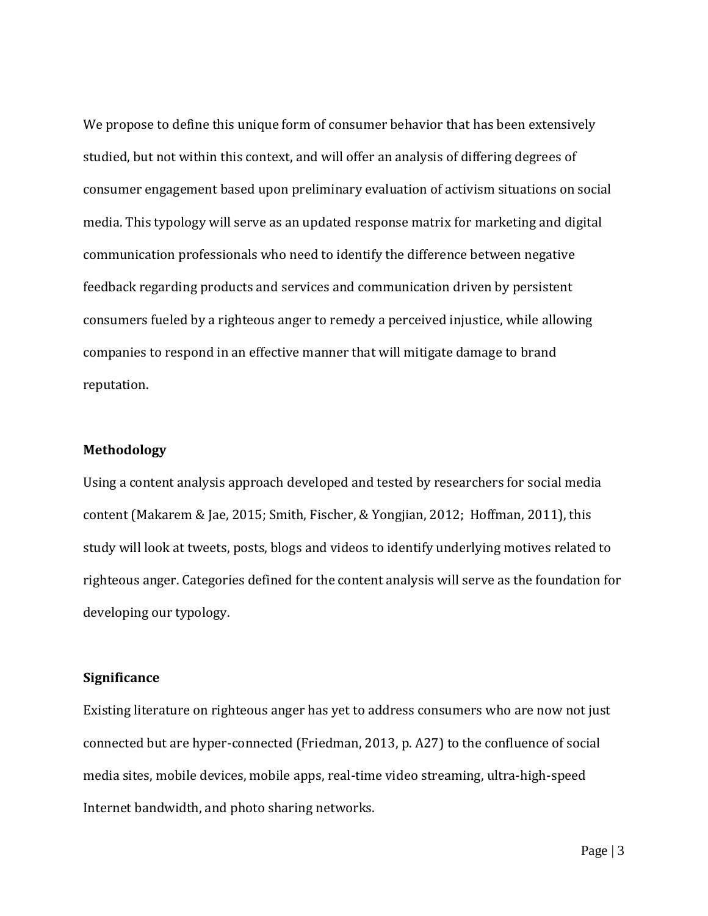We propose to define this unique form of consumer behavior that has been extensively studied, but not within this context, and will offer an analysis of differing degrees of consumer engagement based upon preliminary evaluation of activism situations on social media. This typology will serve as an updated response matrix for marketing and digital communication professionals who need to identify the difference between negative feedback regarding products and services and communication driven by persistent consumers fueled by a righteous anger to remedy a perceived injustice, while allowing companies to respond in an effective manner that will mitigate damage to brand reputation.

**Methodology**

Using a content analysis approach developed and tested by researchers for social media content (Makarem & Jae, 2015; Smith, Fischer, & Yongjian, 2012; Hoffman, 2011), this study will look at tweets, posts, blogs and videos to identify underlying motives related to righteous anger. Categories defined for the content analysis will serve as the foundation for developing our typology.

**Significance**

Existing literature on righteous anger has yet to address consumers who are now not just connected but are hyper-connected (Friedman, 2013, p. A27) to the confluence of social media sites, mobile devices, mobile apps, real-time video streaming, ultra-high-speed Internet bandwidth, and photo sharing networks.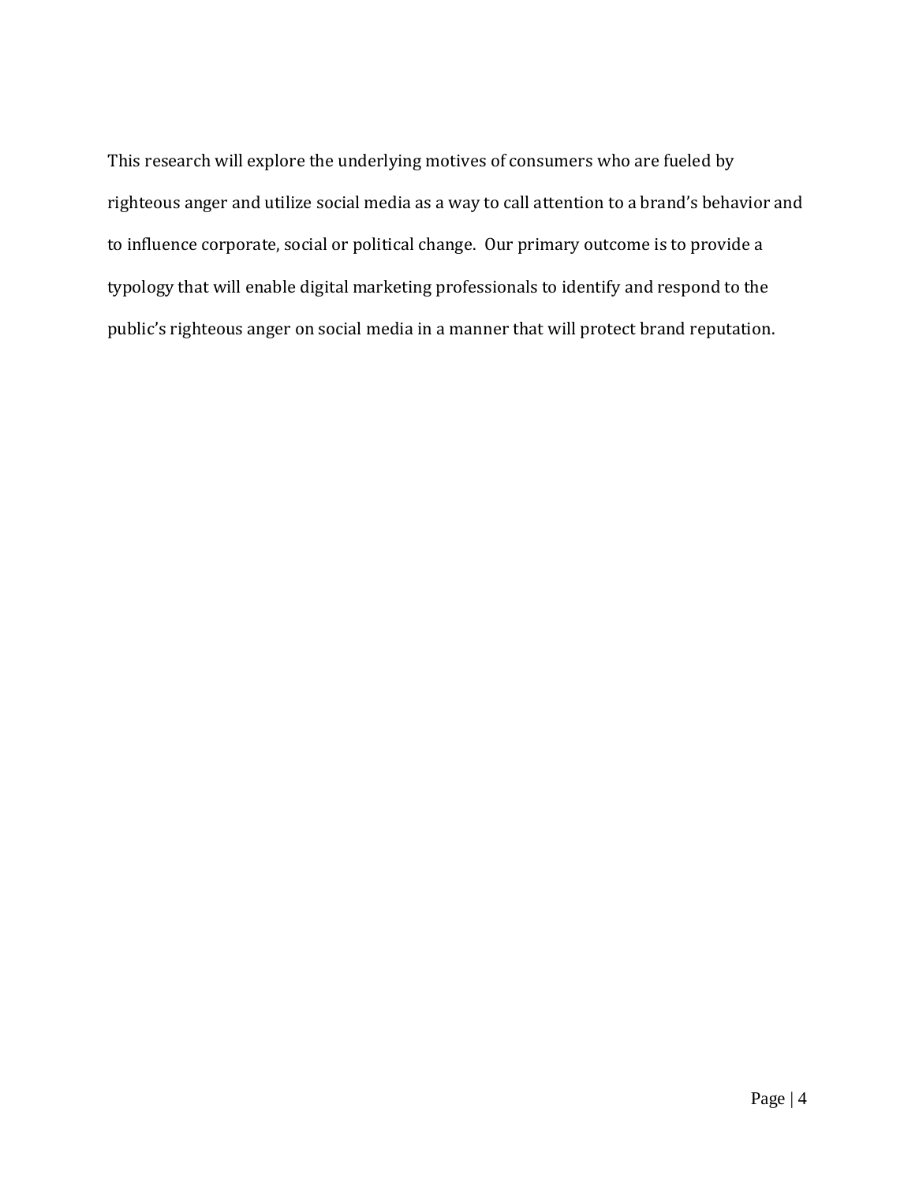This research will explore the underlying motives of consumers who are fueled by righteous anger and utilize social media as a way to call attention to a brand's behavior and to influence corporate, social or political change.  Our primary outcome is to provide a typology that will enable digital marketing professionals to identify and respond to the public's righteous anger on social media in a manner that will protect brand reputation.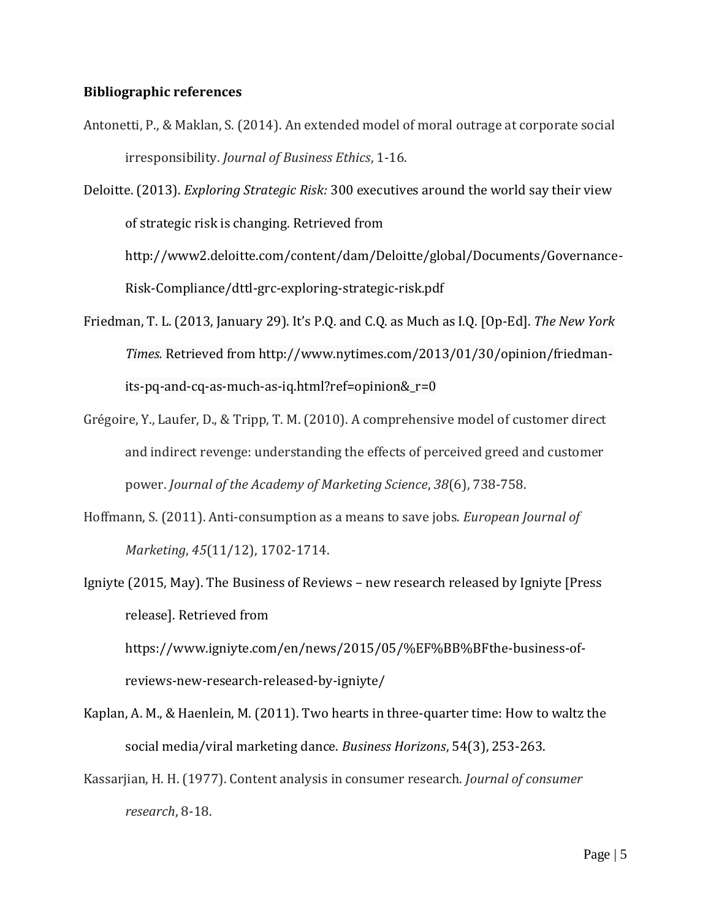**Bibliographic references**

Antonetti, P., & Maklan, S. (2014). An extended model of moral outrage at corporate social irresponsibility. *Journal of Business Ethics*, 1-16.

Deloitte. (2013). *Exploring Strategic Risk:* 300 executives around the world say their view of strategic risk is changing. Retrieved from http://www2.deloitte.com/content/dam/Deloitte/global/Documents/Governance-Risk-Compliance/dttl-grc-exploring-strategic-risk.pdf

Friedman, T. L. (2013, January 29). It's P.Q. and C.Q. as Much as I.Q. [Op-Ed]. *The New York Times.* Retrieved from http://www.nytimes.com/2013/01/30/opinion/friedman-its-pq-and-cq-as-much-as-iq.html?ref=opinion&_r=0

Grégoire, Y., Laufer, D., & Tripp, T. M. (2010). A comprehensive model of customer direct and indirect revenge: understanding the effects of perceived greed and customer power. *Journal of the Academy of Marketing Science*, *38*(6), 738-758.

Hoffmann, S. (2011). Anti-consumption as a means to save jobs. *European Journal of Marketing*, *45*(11/12), 1702-1714.

Igniyte (2015, May). The Business of Reviews – new research released by Igniyte [Press release]. Retrieved from https://www.igniyte.com/en/news/2015/05/%EF%BB%BFthe-business-of-reviews-new-research-released-by-igniyte/

Kaplan, A. M., & Haenlein, M. (2011). Two hearts in three-quarter time: How to waltz the social media/viral marketing dance. *Business Horizons*, 54(3), 253-263.

Kassarjian, H. H. (1977). Content analysis in consumer research. *Journal of consumer research*, 8-18.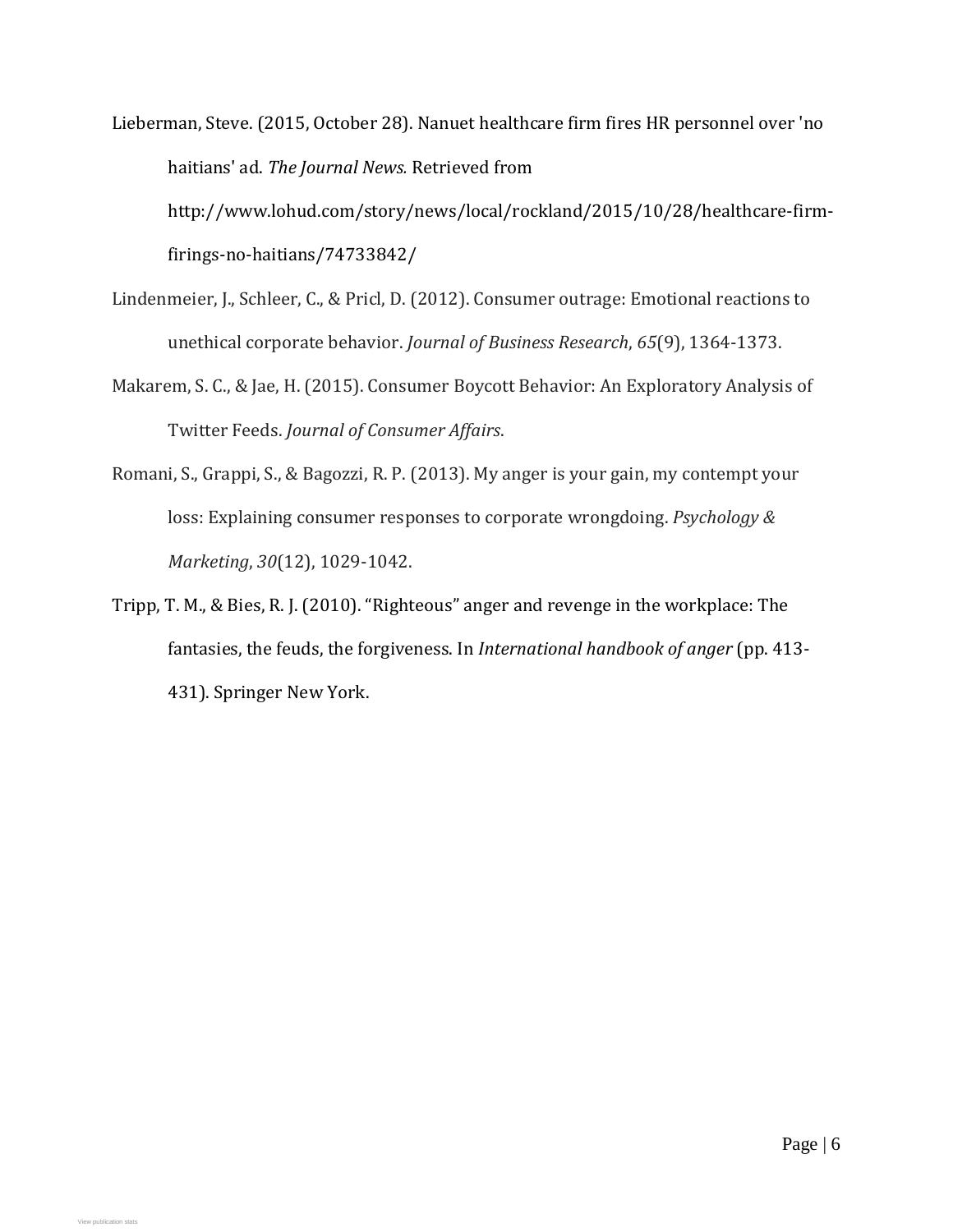Lieberman, Steve. (2015, October 28). Nanuet healthcare firm fires HR personnel over 'no haitians' ad. *The Journal News.* Retrieved from http://www.lohud.com/story/news/local/rockland/2015/10/28/healthcare-firm-firings-no-haitians/74733842/

Lindenmeier, J., Schleer, C., & Pricl, D. (2012). Consumer outrage: Emotional reactions to unethical corporate behavior. *Journal of Business Research*, *65*(9), 1364-1373.

Makarem, S. C., & Jae, H. (2015). Consumer Boycott Behavior: An Exploratory Analysis of Twitter Feeds. *Journal of Consumer Affairs*.

Romani, S., Grappi, S., & Bagozzi, R. P. (2013). My anger is your gain, my contempt your loss: Explaining consumer responses to corporate wrongdoing. *Psychology & Marketing*, *30*(12), 1029-1042.

Tripp, T. M., & Bies, R. J. (2010). "Righteous" anger and revenge in the workplace: The fantasies, the feuds, the forgiveness. In *International handbook of anger* (pp. 413-431). Springer New York.